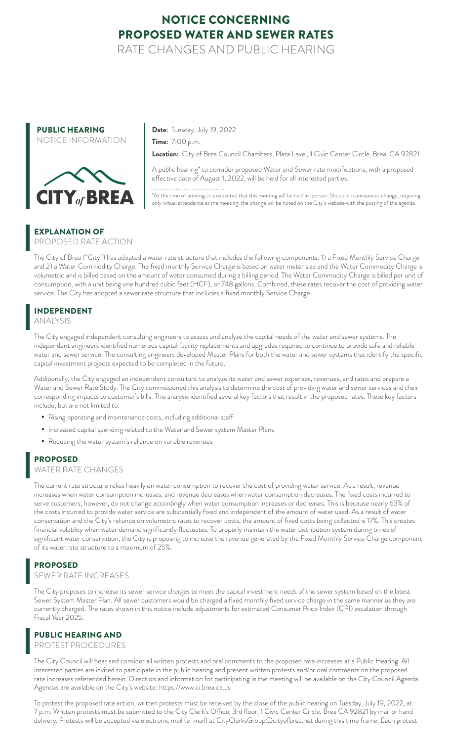# NOTICE CONCERNING PROPOSED WATER AND SEWER RATES

RATE CHANGES AND PUBLIC HEARING

## PUBLIC HEARING

NOTICE INFORMATION

CITY of BREA

**Date:** Tuesday, July 19, 2022

**Time:** 7:00 p.m.

**Location:** City of Brea Council Chambers, Plaza Level, 1 Civic Center Circle, Brea, CA 92821

A public hearing* to consider proposed Water and Sewer rate modifications, with a proposed effective date of August 1, 2022, will be held for all interested parties.

*At the time of printing, it is expected that this meeting will be held in-person. Should circumstances change, requiring only virtual attendance at the meeting, the change will be noted on the City's website with the posting of the agenda.

## EXPLANATION OF PROPOSED RATE ACTION

The City of Brea ("City") has adopted a water rate structure that includes the following components: 1) a Fixed Monthly Service Charge and 2) a Water Commodity Charge. The fixed monthly Service Charge is based on water meter size and the Water Commodity Charge is volumetric and is billed based on the amount of water consumed during a billing period. The Water Commodity Charge is billed per unit of consumption, with a unit being one hundred cubic feet (HCF), or 748 gallons. Combined, these rates recover the cost of providing water service. The City has adopted a sewer rate structure that includes a fixed monthly Service Charge.

## INDEPENDENT ANALYSIS

The City engaged independent consulting engineers to assess and analyze the capital needs of the water and sewer systems. The independent engineers identified numerous capital facility replacements and upgrades required to continue to provide safe and reliable water and sewer service. The consulting engineers developed Master Plans for both the water and sewer systems that identify the specific capital investment projects expected to be completed in the future.

Additionally, the City engaged an independent consultant to analyze its water and sewer expenses, revenues, and rates and prepare a Water and Sewer Rate Study. The City commissioned this analysis to determine the cost of providing water and sewer services and their corresponding impacts to customer's bills. This analysis identified several key factors that result in the proposed rates. These key factors include, but are not limited to:

- Rising operating and maintenance costs, including additional staff
- Increased capital spending related to the Water and Sewer system Master Plans
- Reducing the water system's reliance on variable revenues

## PROPOSED WATER RATE CHANGES

The current rate structure relies heavily on water consumption to recover the cost of providing water service. As a result, revenue increases when water consumption increases, and revenue decreases when water consumption decreases. The fixed costs incurred to serve customers, however, do not change accordingly when water consumption increases or decreases. This is because nearly 63% of the costs incurred to provide water service are substantially fixed and independent of the amount of water used. As a result of water conservation and the City's reliance on volumetric rates to recover costs, the amount of fixed costs being collected is 17%. This creates financial volatility when water demand significantly fluctuates. To properly maintain the water distribution system during times of significant water conservation, the City is proposing to increase the revenue generated by the Fixed Monthly Service Charge component of its water rate structure to a maximum of 25%.

## PROPOSED SEWER RATE INCREASES

The City proposes to increase its sewer service charges to meet the capital investment needs of the sewer system based on the latest Sewer System Master Plan. All sewer customers would be charged a fixed monthly fixed service charge in the same manner as they are currently charged. The rates shown in this notice include adjustments for estimated Consumer Price Index (CPI) escalation through Fiscal Year 2025.

## PUBLIC HEARING AND PROTEST PROCEDURES

The City Council will hear and consider all written protests and oral comments to the proposed rate increases at a Public Hearing. All interested parties are invited to participate in the public hearing and present written protests and/or oral comments on the proposed rate increases referenced herein. Direction and information for participating in the meeting will be available on the City Council Agenda. Agendas are available on the City's website: https://www.ci.brea.ca.us

To protest the proposed rate action, written protests must be received by the close of the public hearing on Tuesday, July 19, 2022, at 7 p.m. Written protests must be submitted to the City Clerk's Office, 3rd floor, 1 Civic Center Circle, Brea CA 92821 by mail or hand delivery. Protests will be accepted via electronic mail (e-mail) at CityClerksGroup@cityofbrea.net during this time frame. Each protest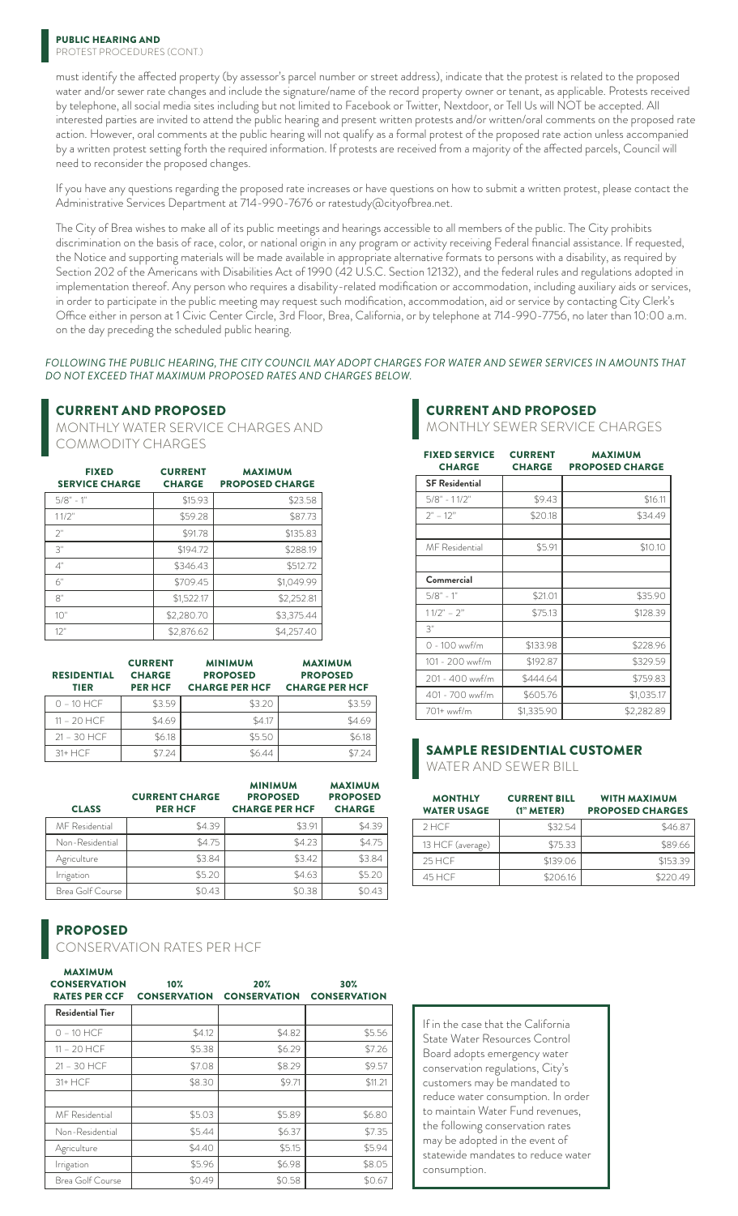## PUBLIC HEARING AND
PROTEST PROCEDURES (CONT.)

must identify the affected property (by assessor's parcel number or street address), indicate that the protest is related to the proposed water and/or sewer rate changes and include the signature/name of the record property owner or tenant, as applicable. Protests received by telephone, all social media sites including but not limited to Facebook or Twitter, Nextdoor, or Tell Us will NOT be accepted. All interested parties are invited to attend the public hearing and present written protests and/or written/oral comments on the proposed rate action. However, oral comments at the public hearing will not qualify as a formal protest of the proposed rate action unless accompanied by a written protest setting forth the required information. If protests are received from a majority of the affected parcels, Council will need to reconsider the proposed changes.

If you have any questions regarding the proposed rate increases or have questions on how to submit a written protest, please contact the Administrative Services Department at 714-990-7676 or ratestudy@cityofbrea.net.

The City of Brea wishes to make all of its public meetings and hearings accessible to all members of the public. The City prohibits discrimination on the basis of race, color, or national origin in any program or activity receiving Federal financial assistance. If requested, the Notice and supporting materials will be made available in appropriate alternative formats to persons with a disability, as required by Section 202 of the Americans with Disabilities Act of 1990 (42 U.S.C. Section 12132), and the federal rules and regulations adopted in implementation thereof. Any person who requires a disability-related modification or accommodation, including auxiliary aids or services, in order to participate in the public meeting may request such modification, accommodation, aid or service by contacting City Clerk's Office either in person at 1 Civic Center Circle, 3rd Floor, Brea, California, or by telephone at 714-990-7756, no later than 10:00 a.m. on the day preceding the scheduled public hearing.

*FOLLOWING THE PUBLIC HEARING, THE CITY COUNCIL MAY ADOPT CHARGES FOR WATER AND SEWER SERVICES IN AMOUNTS THAT DO NOT EXCEED THAT MAXIMUM PROPOSED RATES AND CHARGES BELOW.*

## CURRENT AND PROPOSED
MONTHLY WATER SERVICE CHARGES AND COMMODITY CHARGES

| FIXED SERVICE CHARGE | CURRENT CHARGE | MAXIMUM PROPOSED CHARGE |
|---|---|---|
| 5/8" - 1" | $15.93 | $23.58 |
| 1 1/2" | $59.28 | $87.73 |
| 2" | $91.78 | $135.83 |
| 3" | $194.72 | $288.19 |
| 4" | $346.43 | $512.72 |
| 6" | $709.45 | $1,049.99 |
| 8" | $1,522.17 | $2,252.81 |
| 10" | $2,280.70 | $3,375.44 |
| 12" | $2,876.62 | $4,257.40 |

| RESIDENTIAL TIER | CURRENT CHARGE PER HCF | MINIMUM PROPOSED CHARGE PER HCF | MAXIMUM PROPOSED CHARGE PER HCF |
|---|---|---|---|
| 0 – 10 HCF | $3.59 | $3.20 | $3.59 |
| 11 – 20 HCF | $4.69 | $4.17 | $4.69 |
| 21 – 30 HCF | $6.18 | $5.50 | $6.18 |
| 31+ HCF | $7.24 | $6.44 | $7.24 |

| CLASS | CURRENT CHARGE PER HCF | MINIMUM PROPOSED CHARGE PER HCF | MAXIMUM PROPOSED CHARGE |
|---|---|---|---|
| MF Residential | $4.39 | $3.91 | $4.39 |
| Non-Residential | $4.75 | $4.23 | $4.75 |
| Agriculture | $3.84 | $3.42 | $3.84 |
| Irrigation | $5.20 | $4.63 | $5.20 |
| Brea Golf Course | $0.43 | $0.38 | $0.43 |

## CURRENT AND PROPOSED
MONTHLY SEWER SERVICE CHARGES

| FIXED SERVICE CHARGE | CURRENT CHARGE | MAXIMUM PROPOSED CHARGE |
|---|---|---|
| **SF Residential** | | |
| 5/8" - 1 1/2" | $9.43 | $16.11 |
| 2" – 12" | $20.18 | $34.49 |
| | | |
| MF Residential | $5.91 | $10.10 |
| | | |
| **Commercial** | | |
| 5/8" - 1" | $21.01 | $35.90 |
| 1 1/2" – 2" | $75.13 | $128.39 |
| 3" | | |
| 0 - 100 wwf/m | $133.98 | $228.96 |
| 101 - 200 wwf/m | $192.87 | $329.59 |
| 201 - 400 wwf/m | $444.64 | $759.83 |
| 401 - 700 wwf/m | $605.76 | $1,035.17 |
| 701+ wwf/m | $1,335.90 | $2,282.89 |

## SAMPLE RESIDENTIAL CUSTOMER
WATER AND SEWER BILL

| MONTHLY WATER USAGE | CURRENT BILL (1" METER) | WITH MAXIMUM PROPOSED CHARGES |
|---|---|---|
| 2 HCF | $32.54 | $46.87 |
| 13 HCF (average) | $75.33 | $89.66 |
| 25 HCF | $139.06 | $153.39 |
| 45 HCF | $206.16 | $220.49 |

## PROPOSED
CONSERVATION RATES PER HCF

| MAXIMUM CONSERVATION RATES PER CCF | 10% CONSERVATION | 20% CONSERVATION | 30% CONSERVATION |
|---|---|---|---|
| **Residential Tier** | | | |
| 0 – 10 HCF | $4.12 | $4.82 | $5.56 |
| 11 – 20 HCF | $5.38 | $6.29 | $7.26 |
| 21 – 30 HCF | $7.08 | $8.29 | $9.57 |
| 31+ HCF | $8.30 | $9.71 | $11.21 |
| | | | |
| MF Residential | $5.03 | $5.89 | $6.80 |
| Non-Residential | $5.44 | $6.37 | $7.35 |
| Agriculture | $4.40 | $5.15 | $5.94 |
| Irrigation | $5.96 | $6.98 | $8.05 |
| Brea Golf Course | $0.49 | $0.58 | $0.67 |

If in the case that the California State Water Resources Control Board adopts emergency water conservation regulations, City's customers may be mandated to reduce water consumption. In order to maintain Water Fund revenues, the following conservation rates may be adopted in the event of statewide mandates to reduce water consumption.